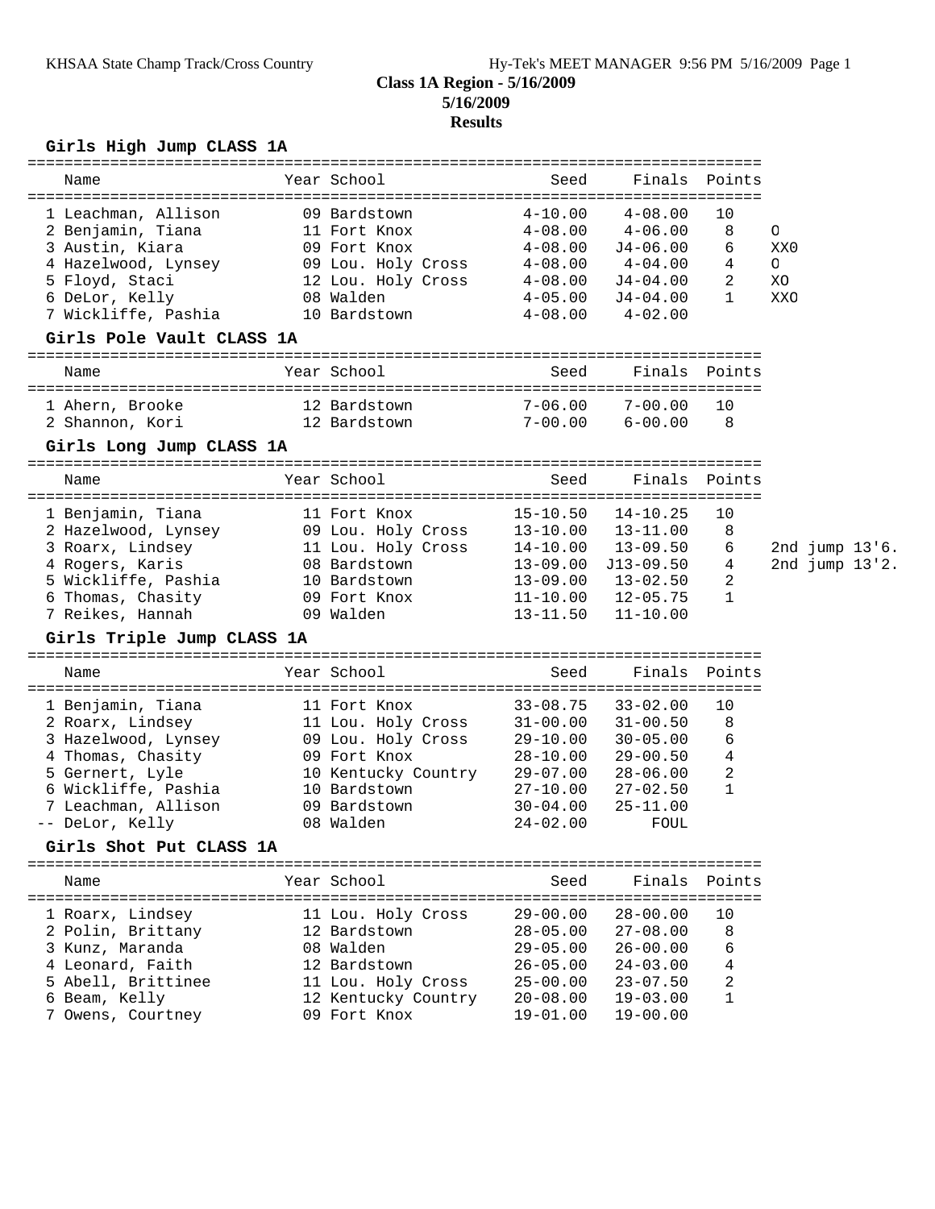# Class 1A Region - 5/16/2009

**5/16/2009**

**Results**

### Girls High Jump CLASS 1A

| Place | Name | Year | School | Seed | Finals | Points | |
|---|---|---|---|---|---|---|---|
| 1 | Leachman, Allison | 09 | Bardstown | 4-10.00 | 4-08.00 | 10 | |
| 2 | Benjamin, Tiana | 11 | Fort Knox | 4-08.00 | 4-06.00 | 8 | O |
| 3 | Austin, Kiara | 09 | Fort Knox | 4-08.00 | J4-06.00 | 6 | XX0 |
| 4 | Hazelwood, Lynsey | 09 | Lou. Holy Cross | 4-08.00 | 4-04.00 | 4 | O |
| 5 | Floyd, Staci | 12 | Lou. Holy Cross | 4-08.00 | J4-04.00 | 2 | XO |
| 6 | DeLor, Kelly | 08 | Walden | 4-05.00 | J4-04.00 | 1 | XXO |
| 7 | Wickliffe, Pashia | 10 | Bardstown | 4-08.00 | 4-02.00 | | |

### Girls Pole Vault CLASS 1A

| Place | Name | Year | School | Seed | Finals | Points |
|---|---|---|---|---|---|---|
| 1 | Ahern, Brooke | 12 | Bardstown | 7-06.00 | 7-00.00 | 10 |
| 2 | Shannon, Kori | 12 | Bardstown | 7-00.00 | 6-00.00 | 8 |

### Girls Long Jump CLASS 1A

| Place | Name | Year | School | Seed | Finals | Points | |
|---|---|---|---|---|---|---|---|
| 1 | Benjamin, Tiana | 11 | Fort Knox | 15-10.50 | 14-10.25 | 10 | |
| 2 | Hazelwood, Lynsey | 09 | Lou. Holy Cross | 13-10.00 | 13-11.00 | 8 | |
| 3 | Roarx, Lindsey | 11 | Lou. Holy Cross | 14-10.00 | 13-09.50 | 6 | 2nd jump 13'6. |
| 4 | Rogers, Karis | 08 | Bardstown | 13-09.00 | J13-09.50 | 4 | 2nd jump 13'2. |
| 5 | Wickliffe, Pashia | 10 | Bardstown | 13-09.00 | 13-02.50 | 2 | |
| 6 | Thomas, Chasity | 09 | Fort Knox | 11-10.00 | 12-05.75 | 1 | |
| 7 | Reikes, Hannah | 09 | Walden | 13-11.50 | 11-10.00 | | |

### Girls Triple Jump CLASS 1A

| Place | Name | Year | School | Seed | Finals | Points |
|---|---|---|---|---|---|---|
| 1 | Benjamin, Tiana | 11 | Fort Knox | 33-08.75 | 33-02.00 | 10 |
| 2 | Roarx, Lindsey | 11 | Lou. Holy Cross | 31-00.00 | 31-00.50 | 8 |
| 3 | Hazelwood, Lynsey | 09 | Lou. Holy Cross | 29-10.00 | 30-05.00 | 6 |
| 4 | Thomas, Chasity | 09 | Fort Knox | 28-10.00 | 29-00.50 | 4 |
| 5 | Gernert, Lyle | 10 | Kentucky Country | 29-07.00 | 28-06.00 | 2 |
| 6 | Wickliffe, Pashia | 10 | Bardstown | 27-10.00 | 27-02.50 | 1 |
| 7 | Leachman, Allison | 09 | Bardstown | 30-04.00 | 25-11.00 | |
| -- | DeLor, Kelly | 08 | Walden | 24-02.00 | FOUL | |

### Girls Shot Put CLASS 1A

| Place | Name | Year | School | Seed | Finals | Points |
|---|---|---|---|---|---|---|
| 1 | Roarx, Lindsey | 11 | Lou. Holy Cross | 29-00.00 | 28-00.00 | 10 |
| 2 | Polin, Brittany | 12 | Bardstown | 28-05.00 | 27-08.00 | 8 |
| 3 | Kunz, Maranda | 08 | Walden | 29-05.00 | 26-00.00 | 6 |
| 4 | Leonard, Faith | 12 | Bardstown | 26-05.00 | 24-03.00 | 4 |
| 5 | Abell, Brittinee | 11 | Lou. Holy Cross | 25-00.00 | 23-07.50 | 2 |
| 6 | Beam, Kelly | 12 | Kentucky Country | 20-08.00 | 19-03.00 | 1 |
| 7 | Owens, Courtney | 09 | Fort Knox | 19-01.00 | 19-00.00 | |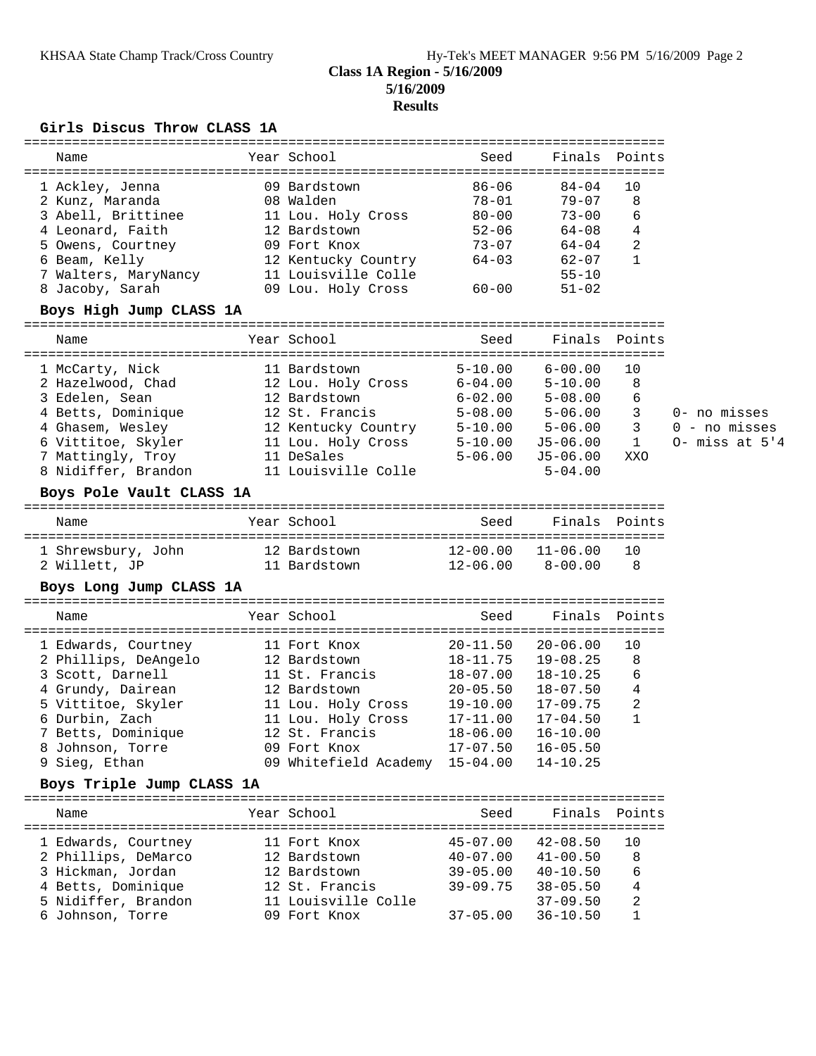## Class 1A Region - 5/16/2009

## 5/16/2009

## Results

### Girls Discus Throw CLASS 1A

| Name | Year | School | Seed | Finals | Points |
|---|---|---|---|---|---|
| 1 Ackley, Jenna | 09 | Bardstown | 86-06 | 84-04 | 10 |
| 2 Kunz, Maranda | 08 | Walden | 78-01 | 79-07 | 8 |
| 3 Abell, Brittinee | 11 | Lou. Holy Cross | 80-00 | 73-00 | 6 |
| 4 Leonard, Faith | 12 | Bardstown | 52-06 | 64-08 | 4 |
| 5 Owens, Courtney | 09 | Fort Knox | 73-07 | 64-04 | 2 |
| 6 Beam, Kelly | 12 | Kentucky Country | 64-03 | 62-07 | 1 |
| 7 Walters, MaryNancy | 11 | Louisville Colle | | 55-10 | |
| 8 Jacoby, Sarah | 09 | Lou. Holy Cross | 60-00 | 51-02 | |

### Boys High Jump CLASS 1A

| Name | Year | School | Seed | Finals | Points | |
|---|---|---|---|---|---|---|
| 1 McCarty, Nick | 11 | Bardstown | 5-10.00 | 6-00.00 | 10 | |
| 2 Hazelwood, Chad | 12 | Lou. Holy Cross | 6-04.00 | 5-10.00 | 8 | |
| 3 Edelen, Sean | 12 | Bardstown | 6-02.00 | 5-08.00 | 6 | |
| 4 Betts, Dominique | 12 | St. Francis | 5-08.00 | 5-06.00 | 3 | 0- no misses |
| 4 Ghasem, Wesley | 12 | Kentucky Country | 5-10.00 | 5-06.00 | 3 | 0 - no misses |
| 6 Vittitoe, Skyler | 11 | Lou. Holy Cross | 5-10.00 | J5-06.00 | 1 | O- miss at 5'4 |
| 7 Mattingly, Troy | 11 | DeSales | 5-06.00 | J5-06.00 | XXO | |
| 8 Nidiffer, Brandon | 11 | Louisville Colle | | 5-04.00 | | |

### Boys Pole Vault CLASS 1A

| Name | Year | School | Seed | Finals | Points |
|---|---|---|---|---|---|
| 1 Shrewsbury, John | 12 | Bardstown | 12-00.00 | 11-06.00 | 10 |
| 2 Willett, JP | 11 | Bardstown | 12-06.00 | 8-00.00 | 8 |

### Boys Long Jump CLASS 1A

| Name | Year | School | Seed | Finals | Points |
|---|---|---|---|---|---|
| 1 Edwards, Courtney | 11 | Fort Knox | 20-11.50 | 20-06.00 | 10 |
| 2 Phillips, DeAngelo | 12 | Bardstown | 18-11.75 | 19-08.25 | 8 |
| 3 Scott, Darnell | 11 | St. Francis | 18-07.00 | 18-10.25 | 6 |
| 4 Grundy, Dairean | 12 | Bardstown | 20-05.50 | 18-07.50 | 4 |
| 5 Vittitoe, Skyler | 11 | Lou. Holy Cross | 19-10.00 | 17-09.75 | 2 |
| 6 Durbin, Zach | 11 | Lou. Holy Cross | 17-11.00 | 17-04.50 | 1 |
| 7 Betts, Dominique | 12 | St. Francis | 18-06.00 | 16-10.00 | |
| 8 Johnson, Torre | 09 | Fort Knox | 17-07.50 | 16-05.50 | |
| 9 Sieg, Ethan | 09 | Whitefield Academy | 15-04.00 | 14-10.25 | |

### Boys Triple Jump CLASS 1A

| Name | Year | School | Seed | Finals | Points |
|---|---|---|---|---|---|
| 1 Edwards, Courtney | 11 | Fort Knox | 45-07.00 | 42-08.50 | 10 |
| 2 Phillips, DeMarco | 12 | Bardstown | 40-07.00 | 41-00.50 | 8 |
| 3 Hickman, Jordan | 12 | Bardstown | 39-05.00 | 40-10.50 | 6 |
| 4 Betts, Dominique | 12 | St. Francis | 39-09.75 | 38-05.50 | 4 |
| 5 Nidiffer, Brandon | 11 | Louisville Colle | | 37-09.50 | 2 |
| 6 Johnson, Torre | 09 | Fort Knox | 37-05.00 | 36-10.50 | 1 |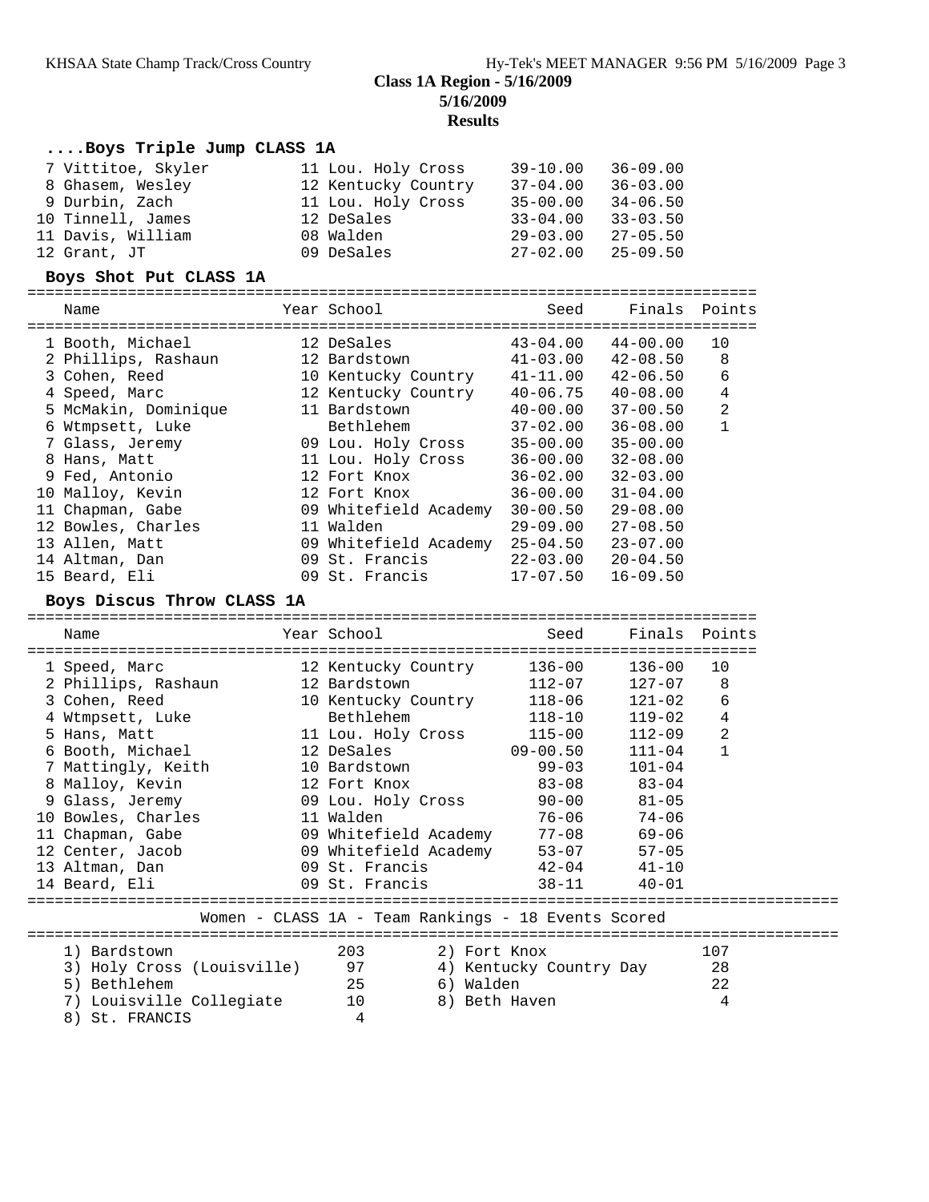## Class 1A Region - 5/16/2009

**5/16/2009**

**Results**

### ....Boys Triple Jump CLASS 1A

| | Name | Year | School | Seed | Finals |
|---|---|---|---|---|---|
| 7 | Vittitoe, Skyler | 11 | Lou. Holy Cross | 39-10.00 | 36-09.00 |
| 8 | Ghasem, Wesley | 12 | Kentucky Country | 37-04.00 | 36-03.00 |
| 9 | Durbin, Zach | 11 | Lou. Holy Cross | 35-00.00 | 34-06.50 |
| 10 | Tinnell, James | 12 | DeSales | 33-04.00 | 33-03.50 |
| 11 | Davis, William | 08 | Walden | 29-03.00 | 27-05.50 |
| 12 | Grant, JT | 09 | DeSales | 27-02.00 | 25-09.50 |

### Boys Shot Put CLASS 1A

| | Name | Year | School | Seed | Finals | Points |
|---|---|---|---|---|---|---|
| 1 | Booth, Michael | 12 | DeSales | 43-04.00 | 44-00.00 | 10 |
| 2 | Phillips, Rashaun | 12 | Bardstown | 41-03.00 | 42-08.50 | 8 |
| 3 | Cohen, Reed | 10 | Kentucky Country | 41-11.00 | 42-06.50 | 6 |
| 4 | Speed, Marc | 12 | Kentucky Country | 40-06.75 | 40-08.00 | 4 |
| 5 | McMakin, Dominique | 11 | Bardstown | 40-00.00 | 37-00.50 | 2 |
| 6 | Wtmpsett, Luke | | Bethlehem | 37-02.00 | 36-08.00 | 1 |
| 7 | Glass, Jeremy | 09 | Lou. Holy Cross | 35-00.00 | 35-00.00 | |
| 8 | Hans, Matt | 11 | Lou. Holy Cross | 36-00.00 | 32-08.00 | |
| 9 | Fed, Antonio | 12 | Fort Knox | 36-02.00 | 32-03.00 | |
| 10 | Malloy, Kevin | 12 | Fort Knox | 36-00.00 | 31-04.00 | |
| 11 | Chapman, Gabe | 09 | Whitefield Academy | 30-00.50 | 29-08.00 | |
| 12 | Bowles, Charles | 11 | Walden | 29-09.00 | 27-08.50 | |
| 13 | Allen, Matt | 09 | Whitefield Academy | 25-04.50 | 23-07.00 | |
| 14 | Altman, Dan | 09 | St. Francis | 22-03.00 | 20-04.50 | |
| 15 | Beard, Eli | 09 | St. Francis | 17-07.50 | 16-09.50 | |

### Boys Discus Throw CLASS 1A

| | Name | Year | School | Seed | Finals | Points |
|---|---|---|---|---|---|---|
| 1 | Speed, Marc | 12 | Kentucky Country | 136-00 | 136-00 | 10 |
| 2 | Phillips, Rashaun | 12 | Bardstown | 112-07 | 127-07 | 8 |
| 3 | Cohen, Reed | 10 | Kentucky Country | 118-06 | 121-02 | 6 |
| 4 | Wtmpsett, Luke | | Bethlehem | 118-10 | 119-02 | 4 |
| 5 | Hans, Matt | 11 | Lou. Holy Cross | 115-00 | 112-09 | 2 |
| 6 | Booth, Michael | 12 | DeSales | 09-00.50 | 111-04 | 1 |
| 7 | Mattingly, Keith | 10 | Bardstown | 99-03 | 101-04 | |
| 8 | Malloy, Kevin | 12 | Fort Knox | 83-08 | 83-04 | |
| 9 | Glass, Jeremy | 09 | Lou. Holy Cross | 90-00 | 81-05 | |
| 10 | Bowles, Charles | 11 | Walden | 76-06 | 74-06 | |
| 11 | Chapman, Gabe | 09 | Whitefield Academy | 77-08 | 69-06 | |
| 12 | Center, Jacob | 09 | Whitefield Academy | 53-07 | 57-05 | |
| 13 | Altman, Dan | 09 | St. Francis | 42-04 | 41-10 | |
| 14 | Beard, Eli | 09 | St. Francis | 38-11 | 40-01 | |

### Women - CLASS 1A - Team Rankings - 18 Events Scored

| Rank | Team | Points |
|---|---|---|
| 1) | Bardstown | 203 |
| 2) | Fort Knox | 107 |
| 3) | Holy Cross (Louisville) | 97 |
| 4) | Kentucky Country Day | 28 |
| 5) | Bethlehem | 25 |
| 6) | Walden | 22 |
| 7) | Louisville Collegiate | 10 |
| 8) | Beth Haven | 4 |
| 8) | St. FRANCIS | 4 |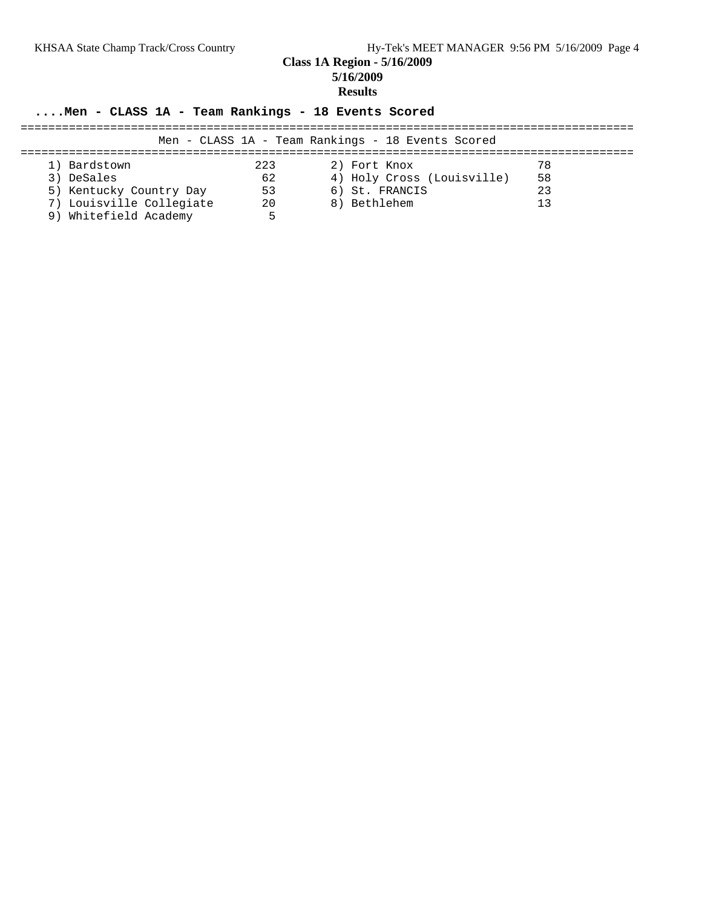**Class 1A Region - 5/16/2009**

**5/16/2009**

**Results**

## ....Men - CLASS 1A - Team Rankings - 18 Events Scored

Men - CLASS 1A - Team Rankings - 18 Events Scored

| | | | |
|---|---|---|---|
| 1) Bardstown | 223 | 2) Fort Knox | 78 |
| 3) DeSales | 62 | 4) Holy Cross (Louisville) | 58 |
| 5) Kentucky Country Day | 53 | 6) St. FRANCIS | 23 |
| 7) Louisville Collegiate | 20 | 8) Bethlehem | 13 |
| 9) Whitefield Academy | 5 | | |